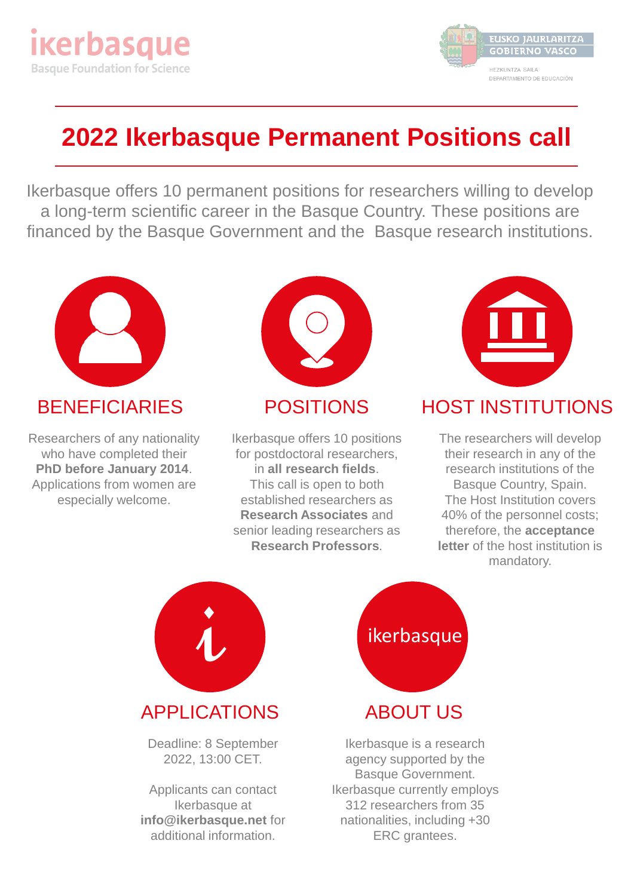ikerbasque
Basque Foundation for Science

EUSKO JAURLARITZA
GOBIERNO VASCO
HEZKUNTZA SAILA
DEPARTAMENTO DE EDUCACIÓN

# 2022 Ikerbasque Permanent Positions call

Ikerbasque offers 10 permanent positions for researchers willing to develop a long-term scientific career in the Basque Country. These positions are financed by the Basque Government and the Basque research institutions.

## BENEFICIARIES

Researchers of any nationality who have completed their **PhD before January 2014**. Applications from women are especially welcome.

## POSITIONS

Ikerbasque offers 10 positions for postdoctoral researchers, in **all research fields**. This call is open to both established researchers as **Research Associates** and senior leading researchers as **Research Professors**.

## HOST INSTITUTIONS

The researchers will develop their research in any of the research institutions of the Basque Country, Spain. The Host Institution covers 40% of the personnel costs; therefore, the **acceptance letter** of the host institution is mandatory.

## APPLICATIONS

Deadline: 8 September 2022, 13:00 CET.

Applicants can contact Ikerbasque at **info@ikerbasque.net** for additional information.

## ABOUT US

Ikerbasque is a research agency supported by the Basque Government. Ikerbasque currently employs 312 researchers from 35 nationalities, including +30 ERC grantees.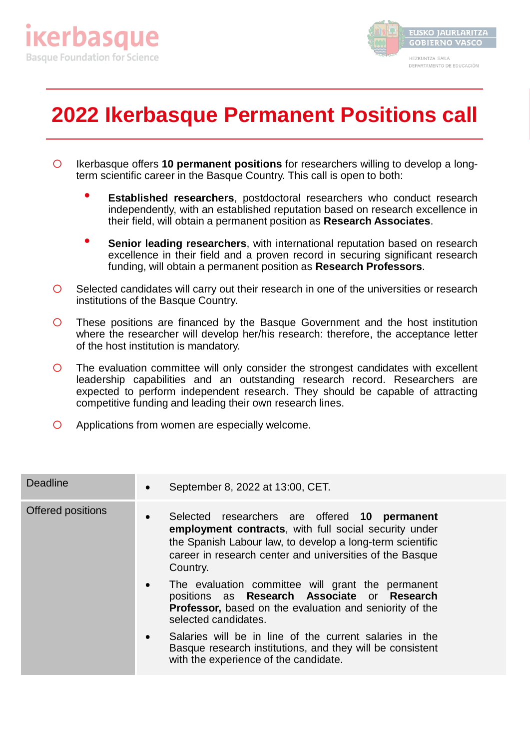# 2022 Ikerbasque Permanent Positions call

- Ikerbasque offers **10 permanent positions** for researchers willing to develop a long-term scientific career in the Basque Country. This call is open to both:
  - **Established researchers**, postdoctoral researchers who conduct research independently, with an established reputation based on research excellence in their field, will obtain a permanent position as **Research Associates**.
  - **Senior leading researchers**, with international reputation based on research excellence in their field and a proven record in securing significant research funding, will obtain a permanent position as **Research Professors**.
- Selected candidates will carry out their research in one of the universities or research institutions of the Basque Country.
- These positions are financed by the Basque Government and the host institution where the researcher will develop her/his research: therefore, the acceptance letter of the host institution is mandatory.
- The evaluation committee will only consider the strongest candidates with excellent leadership capabilities and an outstanding research record. Researchers are expected to perform independent research. They should be capable of attracting competitive funding and leading their own research lines.
- Applications from women are especially welcome.

| | |
|---|---|
| Deadline | • September 8, 2022 at 13:00, CET. |
| Offered positions | • Selected researchers are offered **10 permanent employment contracts**, with full social security under the Spanish Labour law, to develop a long-term scientific career in research center and universities of the Basque Country.<br>• The evaluation committee will grant the permanent positions as **Research Associate** or **Research Professor,** based on the evaluation and seniority of the selected candidates.<br>• Salaries will be in line of the current salaries in the Basque research institutions, and they will be consistent with the experience of the candidate. |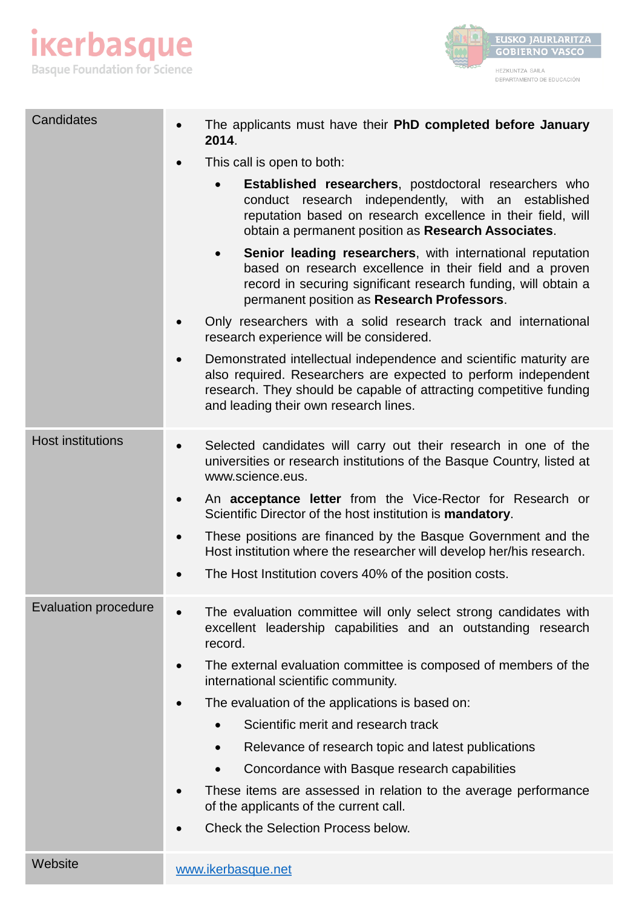| | |
|---|---|
| Candidates | • The applicants must have their **PhD completed before January 2014**.<br>• This call is open to both:<br>  ◦ **Established researchers**, postdoctoral researchers who conduct research independently, with an established reputation based on research excellence in their field, will obtain a permanent position as **Research Associates**.<br>  ◦ **Senior leading researchers**, with international reputation based on research excellence in their field and a proven record in securing significant research funding, will obtain a permanent position as **Research Professors**.<br>• Only researchers with a solid research track and international research experience will be considered.<br>• Demonstrated intellectual independence and scientific maturity are also required. Researchers are expected to perform independent research. They should be capable of attracting competitive funding and leading their own research lines. |
| Host institutions | • Selected candidates will carry out their research in one of the universities or research institutions of the Basque Country, listed at www.science.eus.<br>• An **acceptance letter** from the Vice-Rector for Research or Scientific Director of the host institution is **mandatory**.<br>• These positions are financed by the Basque Government and the Host institution where the researcher will develop her/his research.<br>• The Host Institution covers 40% of the position costs. |
| Evaluation procedure | • The evaluation committee will only select strong candidates with excellent leadership capabilities and an outstanding research record.<br>• The external evaluation committee is composed of members of the international scientific community.<br>• The evaluation of the applications is based on:<br>  ◦ Scientific merit and research track<br>  ◦ Relevance of research topic and latest publications<br>  ◦ Concordance with Basque research capabilities<br>• These items are assessed in relation to the average performance of the applicants of the current call.<br>• Check the Selection Process below. |
| Website | www.ikerbasque.net |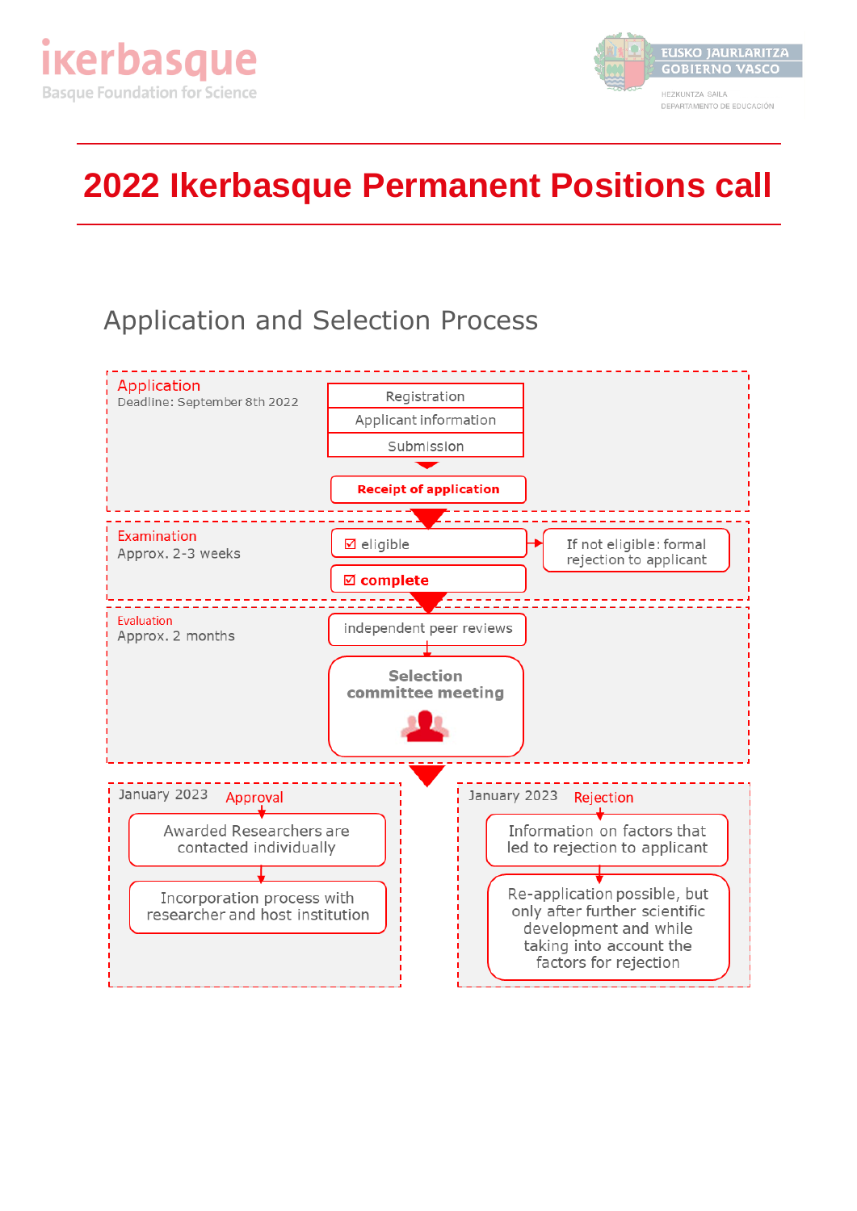ikerbasque
Basque Foundation for Science

EUSKO JAURLARITZA
GOBIERNO VASCO
HEZKUNTZA SAILA
DEPARTAMENTO DE EDUCACIÓN

# 2022 Ikerbasque Permanent Positions call

## Application and Selection Process

**Application**
Deadline: September 8th 2022

- Registration
- Applicant information
- Submission

**Receipt of application**

**Examination**
Approx. 2-3 weeks

- ☑ eligible → If not eligible: formal rejection to applicant
- ☑ **complete**

**Evaluation**
Approx. 2 months

- independent peer reviews
- **Selection committee meeting**

**January 2023 — Approval**

- Awarded Researchers are contacted individually
- Incorporation process with researcher and host institution

**January 2023 — Rejection**

- Information on factors that led to rejection to applicant
- Re-application possible, but only after further scientific development and while taking into account the factors for rejection